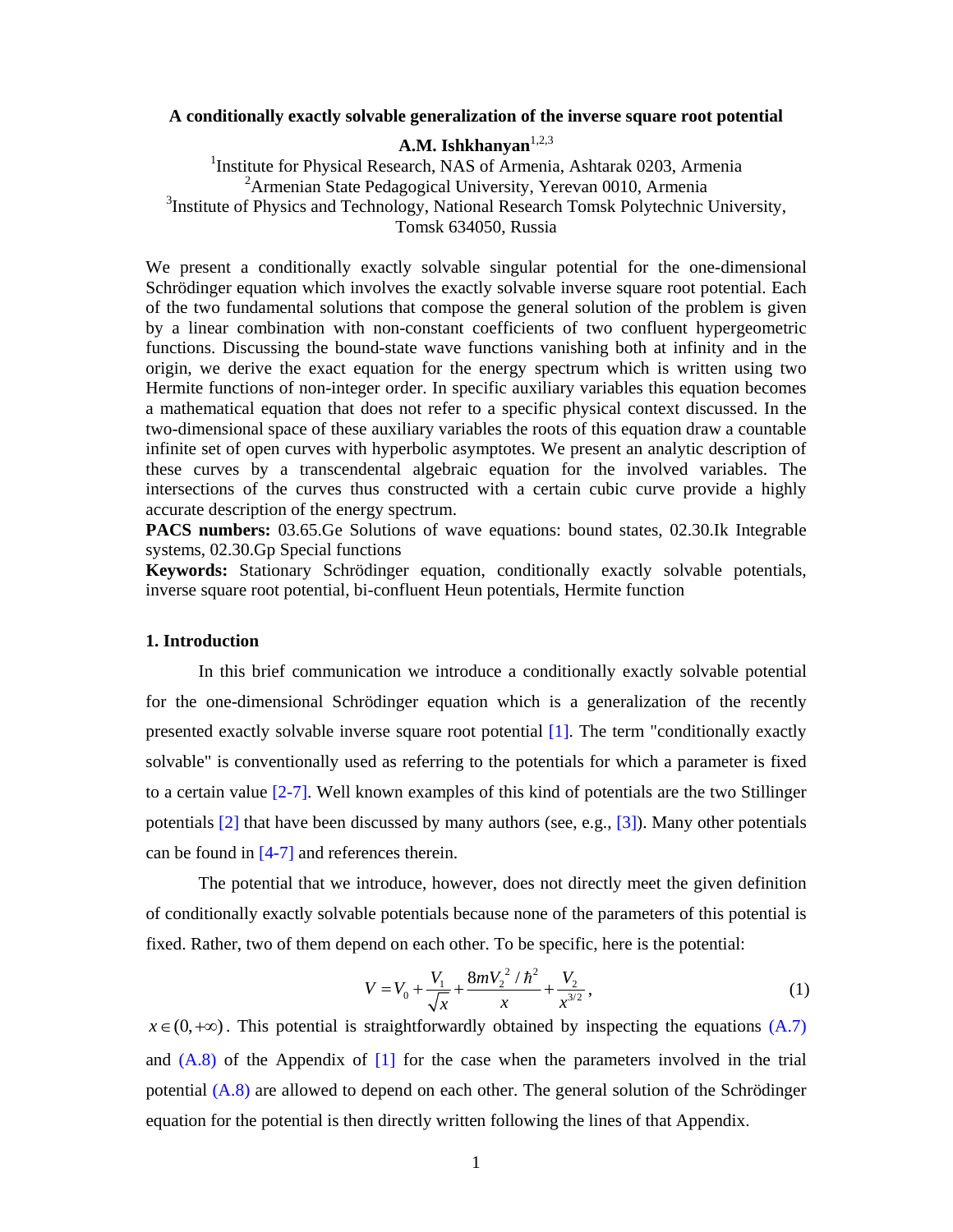# A conditionally exactly solvable generalization of the inverse square root potential

**A.M. Ishkhanyan**[1,2,3]

[1]Institute for Physical Research, NAS of Armenia, Ashtarak 0203, Armenia
[2]Armenian State Pedagogical University, Yerevan 0010, Armenia
[3]Institute of Physics and Technology, National Research Tomsk Polytechnic University, Tomsk 634050, Russia

We present a conditionally exactly solvable singular potential for the one-dimensional Schrödinger equation which involves the exactly solvable inverse square root potential. Each of the two fundamental solutions that compose the general solution of the problem is given by a linear combination with non-constant coefficients of two confluent hypergeometric functions. Discussing the bound-state wave functions vanishing both at infinity and in the origin, we derive the exact equation for the energy spectrum which is written using two Hermite functions of non-integer order. In specific auxiliary variables this equation becomes a mathematical equation that does not refer to a specific physical context discussed. In the two-dimensional space of these auxiliary variables the roots of this equation draw a countable infinite set of open curves with hyperbolic asymptotes. We present an analytic description of these curves by a transcendental algebraic equation for the involved variables. The intersections of the curves thus constructed with a certain cubic curve provide a highly accurate description of the energy spectrum.

**PACS numbers:** 03.65.Ge Solutions of wave equations: bound states, 02.30.Ik Integrable systems, 02.30.Gp Special functions

**Keywords:** Stationary Schrödinger equation, conditionally exactly solvable potentials, inverse square root potential, bi-confluent Heun potentials, Hermite function

## 1. Introduction

In this brief communication we introduce a conditionally exactly solvable potential for the one-dimensional Schrödinger equation which is a generalization of the recently presented exactly solvable inverse square root potential [1]. The term "conditionally exactly solvable" is conventionally used as referring to the potentials for which a parameter is fixed to a certain value [2-7]. Well known examples of this kind of potentials are the two Stillinger potentials [2] that have been discussed by many authors (see, e.g., [3]). Many other potentials can be found in [4-7] and references therein.

The potential that we introduce, however, does not directly meet the given definition of conditionally exactly solvable potentials because none of the parameters of this potential is fixed. Rather, two of them depend on each other. To be specific, here is the potential:

$$V = V_0 + \frac{V_1}{\sqrt{x}} + \frac{8mV_2^{\,2}/\hbar^2}{x} + \frac{V_2}{x^{3/2}}, \tag{1}$$

$x \in (0, +\infty)$. This potential is straightforwardly obtained by inspecting the equations (A.7) and (A.8) of the Appendix of [1] for the case when the parameters involved in the trial potential (A.8) are allowed to depend on each other. The general solution of the Schrödinger equation for the potential is then directly written following the lines of that Appendix.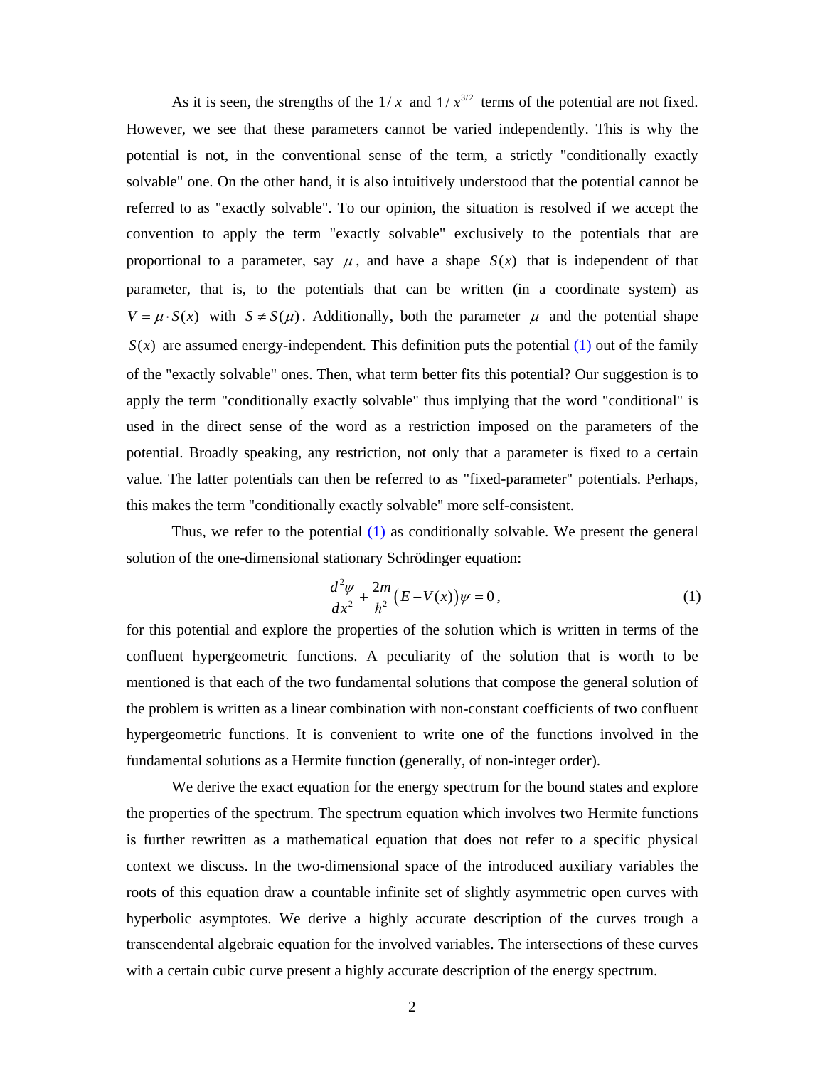As it is seen, the strengths of the $1/x$ and $1/x^{3/2}$ terms of the potential are not fixed. However, we see that these parameters cannot be varied independently. This is why the potential is not, in the conventional sense of the term, a strictly "conditionally exactly solvable" one. On the other hand, it is also intuitively understood that the potential cannot be referred to as "exactly solvable". To our opinion, the situation is resolved if we accept the convention to apply the term "exactly solvable" exclusively to the potentials that are proportional to a parameter, say $\mu$, and have a shape $S(x)$ that is independent of that parameter, that is, to the potentials that can be written (in a coordinate system) as $V = \mu \cdot S(x)$ with $S \neq S(\mu)$. Additionally, both the parameter $\mu$ and the potential shape $S(x)$ are assumed energy-independent. This definition puts the potential (1) out of the family of the "exactly solvable" ones. Then, what term better fits this potential? Our suggestion is to apply the term "conditionally exactly solvable" thus implying that the word "conditional" is used in the direct sense of the word as a restriction imposed on the parameters of the potential. Broadly speaking, any restriction, not only that a parameter is fixed to a certain value. The latter potentials can then be referred to as "fixed-parameter" potentials. Perhaps, this makes the term "conditionally exactly solvable" more self-consistent.

Thus, we refer to the potential (1) as conditionally solvable. We present the general solution of the one-dimensional stationary Schrödinger equation:

$$\frac{d^2\psi}{dx^2} + \frac{2m}{\hbar^2}\left(E - V(x)\right)\psi = 0\,, \tag{1}$$

for this potential and explore the properties of the solution which is written in terms of the confluent hypergeometric functions. A peculiarity of the solution that is worth to be mentioned is that each of the two fundamental solutions that compose the general solution of the problem is written as a linear combination with non-constant coefficients of two confluent hypergeometric functions. It is convenient to write one of the functions involved in the fundamental solutions as a Hermite function (generally, of non-integer order).

We derive the exact equation for the energy spectrum for the bound states and explore the properties of the spectrum. The spectrum equation which involves two Hermite functions is further rewritten as a mathematical equation that does not refer to a specific physical context we discuss. In the two-dimensional space of the introduced auxiliary variables the roots of this equation draw a countable infinite set of slightly asymmetric open curves with hyperbolic asymptotes. We derive a highly accurate description of the curves trough a transcendental algebraic equation for the involved variables. The intersections of these curves with a certain cubic curve present a highly accurate description of the energy spectrum.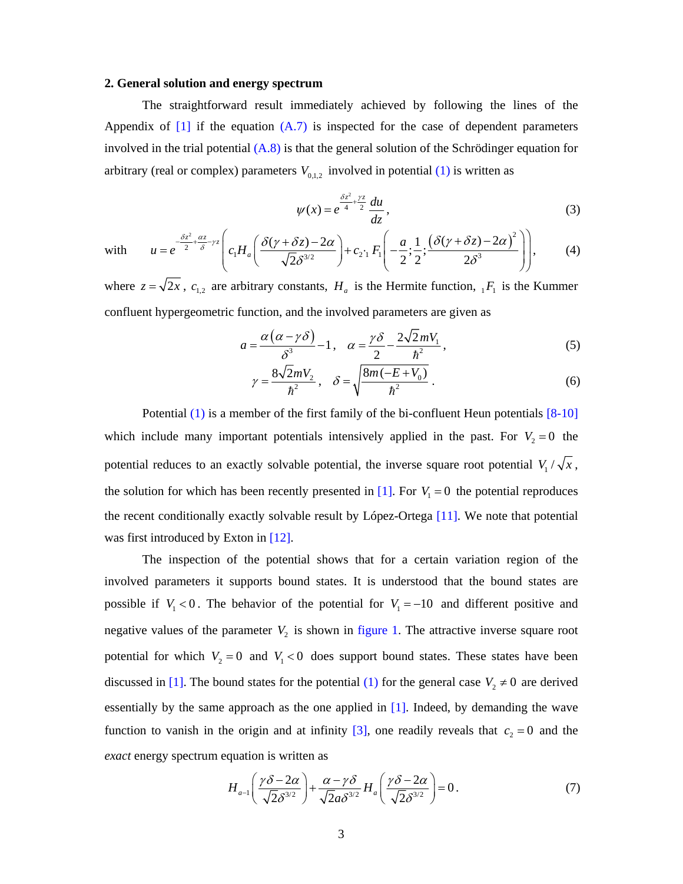## 2. General solution and energy spectrum

The straightforward result immediately achieved by following the lines of the Appendix of [1] if the equation (A.7) is inspected for the case of dependent parameters involved in the trial potential (A.8) is that the general solution of the Schrödinger equation for arbitrary (real or complex) parameters $V_{0,1,2}$ involved in potential (1) is written as

$$\psi(x) = e^{\frac{\delta z^2}{4}+\frac{\gamma z}{2}} \frac{du}{dz}, \tag{3}$$

with
$$u = e^{-\frac{\delta z^2}{2}+\frac{\alpha z}{\delta}-\gamma z}\left(c_1 H_a\left(\frac{\delta(\gamma+\delta z)-2\alpha}{\sqrt{2}\delta^{3/2}}\right)+c_2 \cdot {}_1F_1\left(-\frac{a}{2};\frac{1}{2};\frac{\left(\delta(\gamma+\delta z)-2\alpha\right)^2}{2\delta^3}\right)\right), \tag{4}$$

where $z=\sqrt{2x}$, $c_{1,2}$ are arbitrary constants, $H_a$ is the Hermite function, ${}_1F_1$ is the Kummer confluent hypergeometric function, and the involved parameters are given as

$$a = \frac{\alpha(\alpha-\gamma\delta)}{\delta^3}-1, \quad \alpha = \frac{\gamma\delta}{2}-\frac{2\sqrt{2}mV_1}{\hbar^2}, \tag{5}$$

$$\gamma = \frac{8\sqrt{2}mV_2}{\hbar^2}, \quad \delta = \sqrt{\frac{8m(-E+V_0)}{\hbar^2}}. \tag{6}$$

Potential (1) is a member of the first family of the bi-confluent Heun potentials [8-10] which include many important potentials intensively applied in the past. For $V_2 = 0$ the potential reduces to an exactly solvable potential, the inverse square root potential $V_1/\sqrt{x}$, the solution for which has been recently presented in [1]. For $V_1 = 0$ the potential reproduces the recent conditionally exactly solvable result by López-Ortega [11]. We note that potential was first introduced by Exton in [12].

The inspection of the potential shows that for a certain variation region of the involved parameters it supports bound states. It is understood that the bound states are possible if $V_1 < 0$. The behavior of the potential for $V_1 = -10$ and different positive and negative values of the parameter $V_2$ is shown in figure 1. The attractive inverse square root potential for which $V_2 = 0$ and $V_1 < 0$ does support bound states. These states have been discussed in [1]. The bound states for the potential (1) for the general case $V_2 \neq 0$ are derived essentially by the same approach as the one applied in [1]. Indeed, by demanding the wave function to vanish in the origin and at infinity [3], one readily reveals that $c_2 = 0$ and the *exact* energy spectrum equation is written as

$$H_{a-1}\left(\frac{\gamma\delta-2\alpha}{\sqrt{2}\delta^{3/2}}\right)+\frac{\alpha-\gamma\delta}{\sqrt{2}a\delta^{3/2}}H_a\left(\frac{\gamma\delta-2\alpha}{\sqrt{2}\delta^{3/2}}\right)=0. \tag{7}$$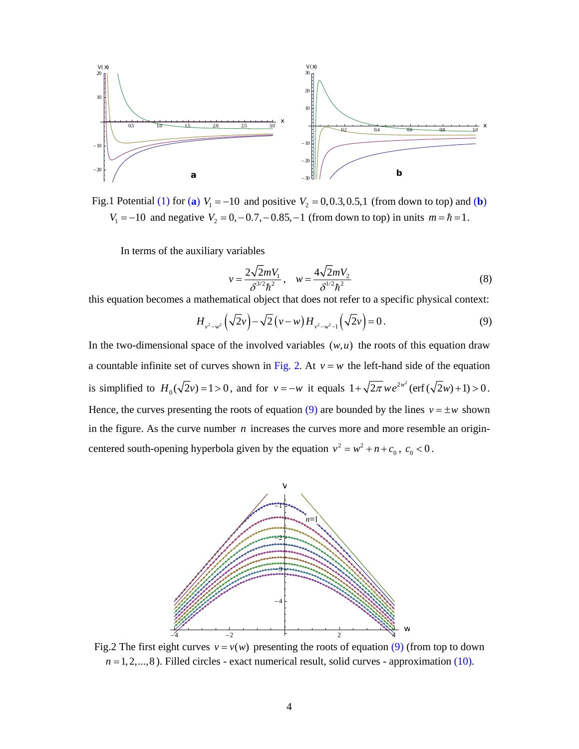Fig.1 Potential (1) for (**a**) $V_1 = -10$ and positive $V_2 = 0, 0.3, 0.5, 1$ (from down to top) and (**b**) $V_1 = -10$ and negative $V_2 = 0, -0.7, -0.85, -1$ (from down to top) in units $m = \hbar = 1$.

In terms of the auxiliary variables

$$v = \frac{2\sqrt{2}mV_1}{\delta^{3/2}\hbar^2}, \quad w = \frac{4\sqrt{2}mV_2}{\delta^{1/2}\hbar^2} \tag{8}$$

this equation becomes a mathematical object that does not refer to a specific physical context:

$$H_{v^2-w^2}\left(\sqrt{2}v\right) - \sqrt{2}\left(v-w\right)H_{v^2-w^2-1}\left(\sqrt{2}v\right) = 0. \tag{9}$$

In the two-dimensional space of the involved variables $(w,u)$ the roots of this equation draw a countable infinite set of curves shown in Fig. 2. At $v = w$ the left-hand side of the equation is simplified to $H_0(\sqrt{2}v) = 1 > 0$, and for $v = -w$ it equals $1 + \sqrt{2\pi}\, w e^{2w^2}(\mathrm{erf}(\sqrt{2}w) + 1) > 0$. Hence, the curves presenting the roots of equation (9) are bounded by the lines $v = \pm w$ shown in the figure. As the curve number $n$ increases the curves more and more resemble an origin-centered south-opening hyperbola given by the equation $v^2 = w^2 + n + c_0$, $c_0 < 0$.

Fig.2 The first eight curves $v = v(w)$ presenting the roots of equation (9) (from top to down $n = 1, 2, ..., 8$). Filled circles - exact numerical result, solid curves - approximation (10).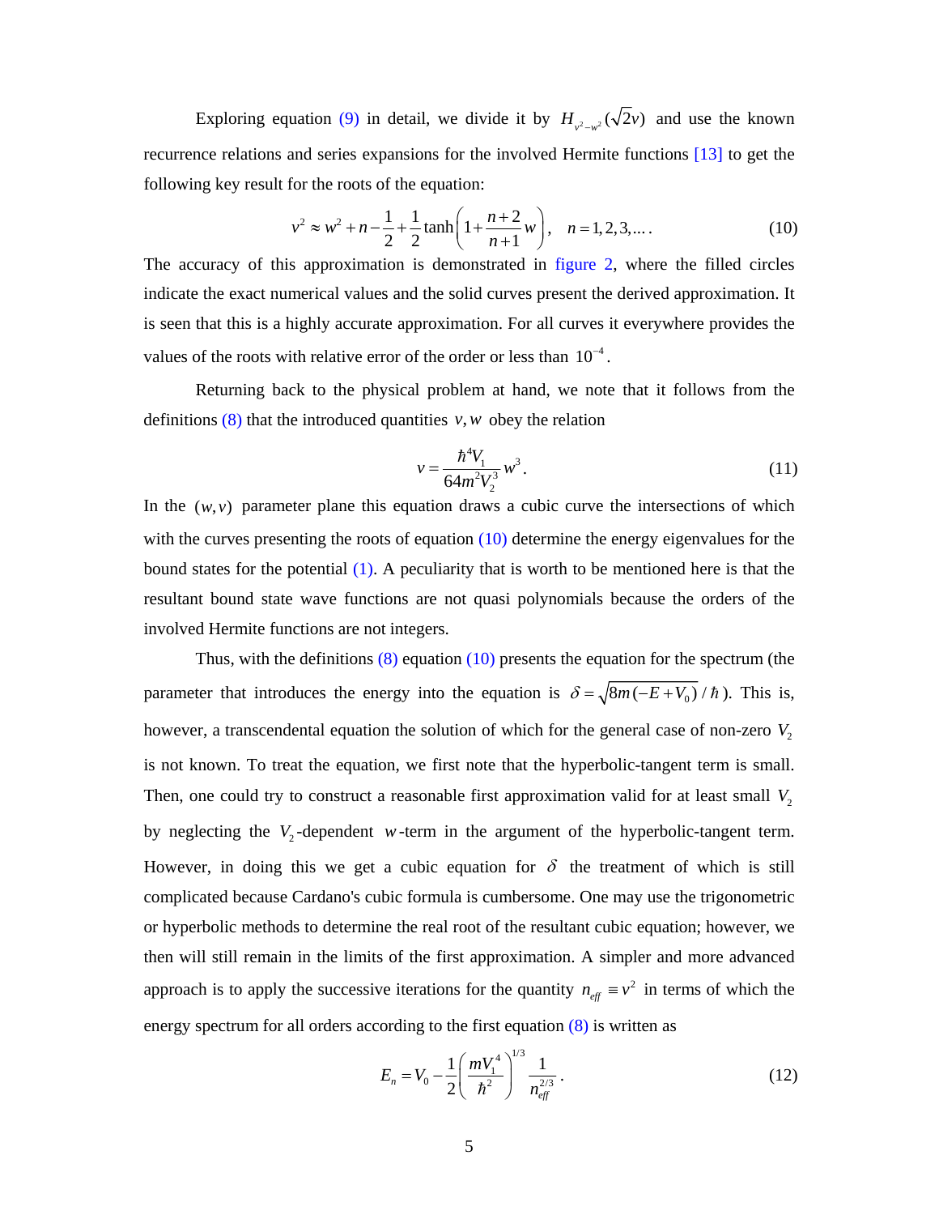Exploring equation (9) in detail, we divide it by $H_{v^2-w^2}(\sqrt{2}v)$ and use the known recurrence relations and series expansions for the involved Hermite functions [13] to get the following key result for the roots of the equation:

$$v^2 \approx w^2 + n - \frac{1}{2} + \frac{1}{2}\tanh\left(1 + \frac{n+2}{n+1}w\right), \quad n = 1, 2, 3, \ldots . \tag{10}$$

The accuracy of this approximation is demonstrated in figure 2, where the filled circles indicate the exact numerical values and the solid curves present the derived approximation. It is seen that this is a highly accurate approximation. For all curves it everywhere provides the values of the roots with relative error of the order or less than $10^{-4}$.

Returning back to the physical problem at hand, we note that it follows from the definitions (8) that the introduced quantities $v, w$ obey the relation

$$v = \frac{\hbar^4 V_1}{64 m^2 V_2^3} w^3 . \tag{11}$$

In the $(w, v)$ parameter plane this equation draws a cubic curve the intersections of which with the curves presenting the roots of equation (10) determine the energy eigenvalues for the bound states for the potential (1). A peculiarity that is worth to be mentioned here is that the resultant bound state wave functions are not quasi polynomials because the orders of the involved Hermite functions are not integers.

Thus, with the definitions (8) equation (10) presents the equation for the spectrum (the parameter that introduces the energy into the equation is $\delta = \sqrt{8m(-E+V_0)}/\hbar$). This is, however, a transcendental equation the solution of which for the general case of non-zero $V_2$ is not known. To treat the equation, we first note that the hyperbolic-tangent term is small. Then, one could try to construct a reasonable first approximation valid for at least small $V_2$ by neglecting the $V_2$-dependent $w$-term in the argument of the hyperbolic-tangent term. However, in doing this we get a cubic equation for $\delta$ the treatment of which is still complicated because Cardano's cubic formula is cumbersome. One may use the trigonometric or hyperbolic methods to determine the real root of the resultant cubic equation; however, we then will still remain in the limits of the first approximation. A simpler and more advanced approach is to apply the successive iterations for the quantity $n_{eff} \equiv v^2$ in terms of which the energy spectrum for all orders according to the first equation (8) is written as

$$E_n = V_0 - \frac{1}{2}\left(\frac{m V_1^4}{\hbar^2}\right)^{1/3} \frac{1}{n_{eff}^{2/3}} . \tag{12}$$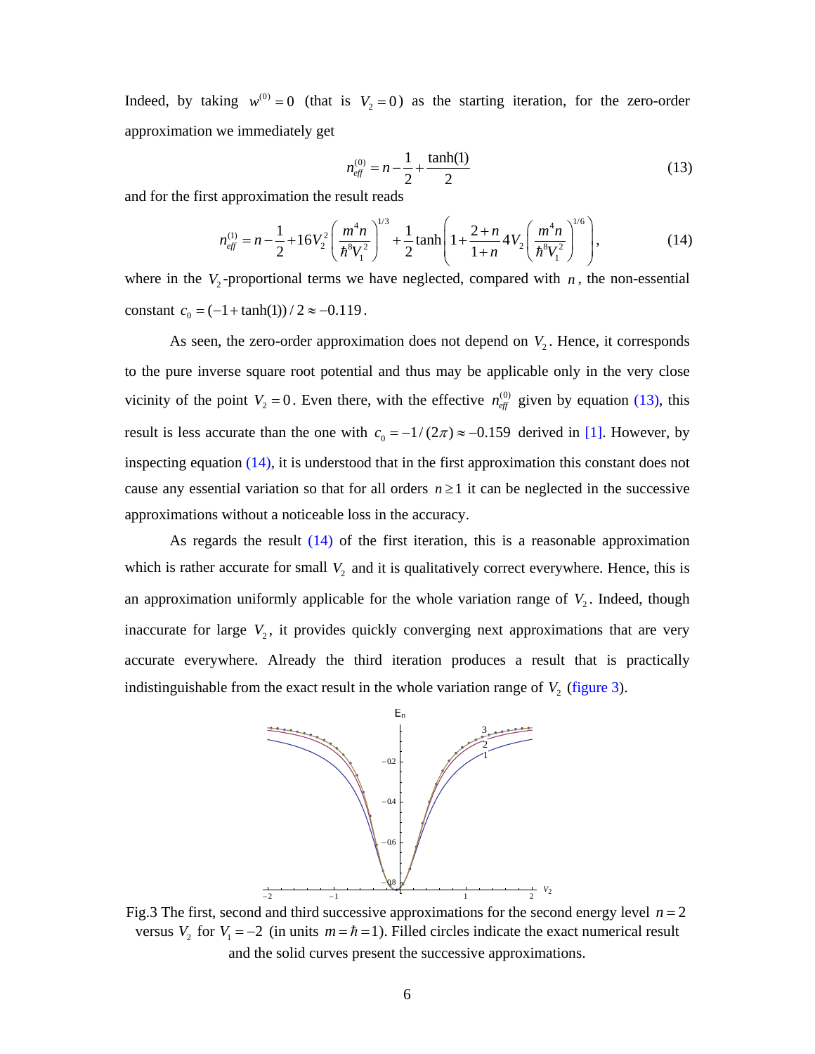Indeed, by taking $w^{(0)} = 0$ (that is $V_2 = 0$) as the starting iteration, for the zero-order approximation we immediately get

$$n_{eff}^{(0)} = n - \frac{1}{2} + \frac{\tanh(1)}{2} \tag{13}$$

and for the first approximation the result reads

$$n_{eff}^{(1)} = n - \frac{1}{2} + 16V_2^2 \left( \frac{m^4 n}{\hbar^8 V_1^2} \right)^{1/3} + \frac{1}{2} \tanh\left( 1 + \frac{2+n}{1+n} 4V_2 \left( \frac{m^4 n}{\hbar^8 V_1^2} \right)^{1/6} \right), \tag{14}$$

where in the $V_2$-proportional terms we have neglected, compared with $n$, the non-essential constant $c_0 = (-1 + \tanh(1))/2 \approx -0.119$.

As seen, the zero-order approximation does not depend on $V_2$. Hence, it corresponds to the pure inverse square root potential and thus may be applicable only in the very close vicinity of the point $V_2 = 0$. Even there, with the effective $n_{eff}^{(0)}$ given by equation (13), this result is less accurate than the one with $c_0 = -1/(2\pi) \approx -0.159$ derived in [1]. However, by inspecting equation (14), it is understood that in the first approximation this constant does not cause any essential variation so that for all orders $n \geq 1$ it can be neglected in the successive approximations without a noticeable loss in the accuracy.

As regards the result (14) of the first iteration, this is a reasonable approximation which is rather accurate for small $V_2$ and it is qualitatively correct everywhere. Hence, this is an approximation uniformly applicable for the whole variation range of $V_2$. Indeed, though inaccurate for large $V_2$, it provides quickly converging next approximations that are very accurate everywhere. Already the third iteration produces a result that is practically indistinguishable from the exact result in the whole variation range of $V_2$ (figure 3).

Fig.3 The first, second and third successive approximations for the second energy level $n = 2$ versus $V_2$ for $V_1 = -2$ (in units $m = \hbar = 1$). Filled circles indicate the exact numerical result and the solid curves present the successive approximations.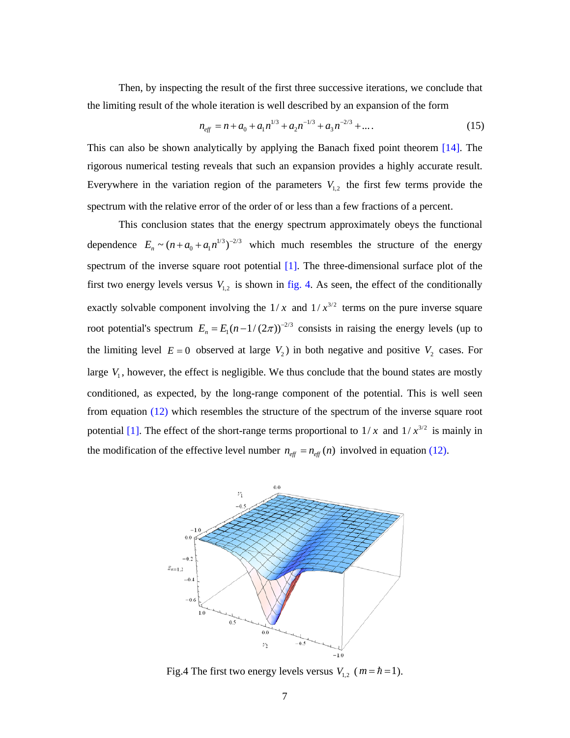Then, by inspecting the result of the first three successive iterations, we conclude that the limiting result of the whole iteration is well described by an expansion of the form

$$n_{eff} = n + a_0 + a_1 n^{1/3} + a_2 n^{-1/3} + a_3 n^{-2/3} + \dots . \tag{15}$$

This can also be shown analytically by applying the Banach fixed point theorem [14]. The rigorous numerical testing reveals that such an expansion provides a highly accurate result. Everywhere in the variation region of the parameters $V_{1,2}$ the first few terms provide the spectrum with the relative error of the order of or less than a few fractions of a percent.

This conclusion states that the energy spectrum approximately obeys the functional dependence $E_n \sim (n + a_0 + a_1 n^{1/3})^{-2/3}$ which much resembles the structure of the energy spectrum of the inverse square root potential [1]. The three-dimensional surface plot of the first two energy levels versus $V_{1,2}$ is shown in fig. 4. As seen, the effect of the conditionally exactly solvable component involving the $1/x$ and $1/x^{3/2}$ terms on the pure inverse square root potential's spectrum $E_n = E_1 (n - 1/(2\pi))^{-2/3}$ consists in raising the energy levels (up to the limiting level $E = 0$ observed at large $V_2$) in both negative and positive $V_2$ cases. For large $V_1$, however, the effect is negligible. We thus conclude that the bound states are mostly conditioned, as expected, by the long-range component of the potential. This is well seen from equation (12) which resembles the structure of the spectrum of the inverse square root potential [1]. The effect of the short-range terms proportional to $1/x$ and $1/x^{3/2}$ is mainly in the modification of the effective level number $n_{eff} = n_{eff}(n)$ involved in equation (12).

Fig.4 The first two energy levels versus $V_{1,2}$ ($m = \hbar = 1$).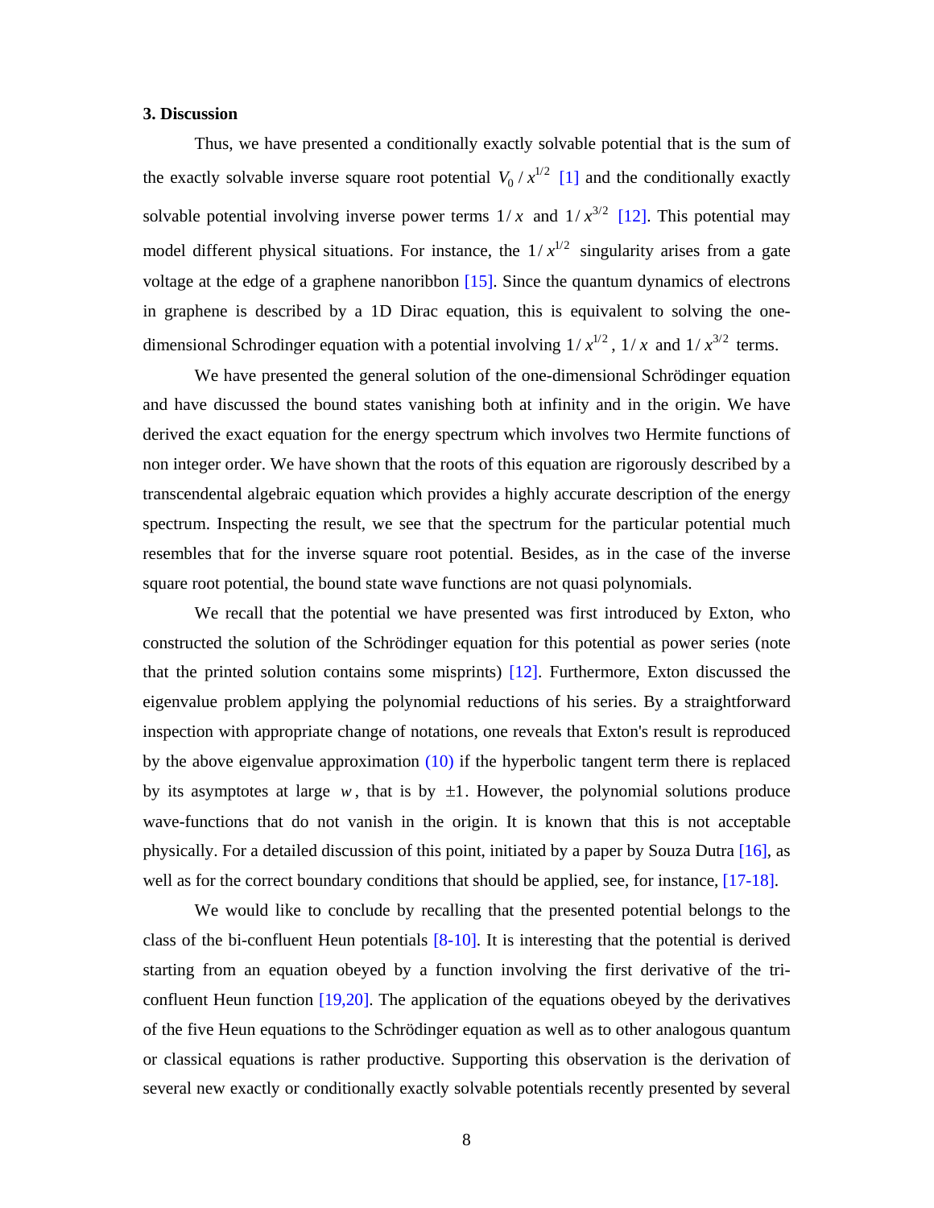### 3. Discussion

Thus, we have presented a conditionally exactly solvable potential that is the sum of the exactly solvable inverse square root potential $V_0 / x^{1/2}$ [1] and the conditionally exactly solvable potential involving inverse power terms $1/x$ and $1/x^{3/2}$ [12]. This potential may model different physical situations. For instance, the $1/x^{1/2}$ singularity arises from a gate voltage at the edge of a graphene nanoribbon [15]. Since the quantum dynamics of electrons in graphene is described by a 1D Dirac equation, this is equivalent to solving the one-dimensional Schrodinger equation with a potential involving $1/x^{1/2}$, $1/x$ and $1/x^{3/2}$ terms.

We have presented the general solution of the one-dimensional Schrödinger equation and have discussed the bound states vanishing both at infinity and in the origin. We have derived the exact equation for the energy spectrum which involves two Hermite functions of non integer order. We have shown that the roots of this equation are rigorously described by a transcendental algebraic equation which provides a highly accurate description of the energy spectrum. Inspecting the result, we see that the spectrum for the particular potential much resembles that for the inverse square root potential. Besides, as in the case of the inverse square root potential, the bound state wave functions are not quasi polynomials.

We recall that the potential we have presented was first introduced by Exton, who constructed the solution of the Schrödinger equation for this potential as power series (note that the printed solution contains some misprints) [12]. Furthermore, Exton discussed the eigenvalue problem applying the polynomial reductions of his series. By a straightforward inspection with appropriate change of notations, one reveals that Exton's result is reproduced by the above eigenvalue approximation (10) if the hyperbolic tangent term there is replaced by its asymptotes at large $w$, that is by $\pm 1$. However, the polynomial solutions produce wave-functions that do not vanish in the origin. It is known that this is not acceptable physically. For a detailed discussion of this point, initiated by a paper by Souza Dutra [16], as well as for the correct boundary conditions that should be applied, see, for instance, [17-18].

We would like to conclude by recalling that the presented potential belongs to the class of the bi-confluent Heun potentials [8-10]. It is interesting that the potential is derived starting from an equation obeyed by a function involving the first derivative of the tri-confluent Heun function [19,20]. The application of the equations obeyed by the derivatives of the five Heun equations to the Schrödinger equation as well as to other analogous quantum or classical equations is rather productive. Supporting this observation is the derivation of several new exactly or conditionally exactly solvable potentials recently presented by several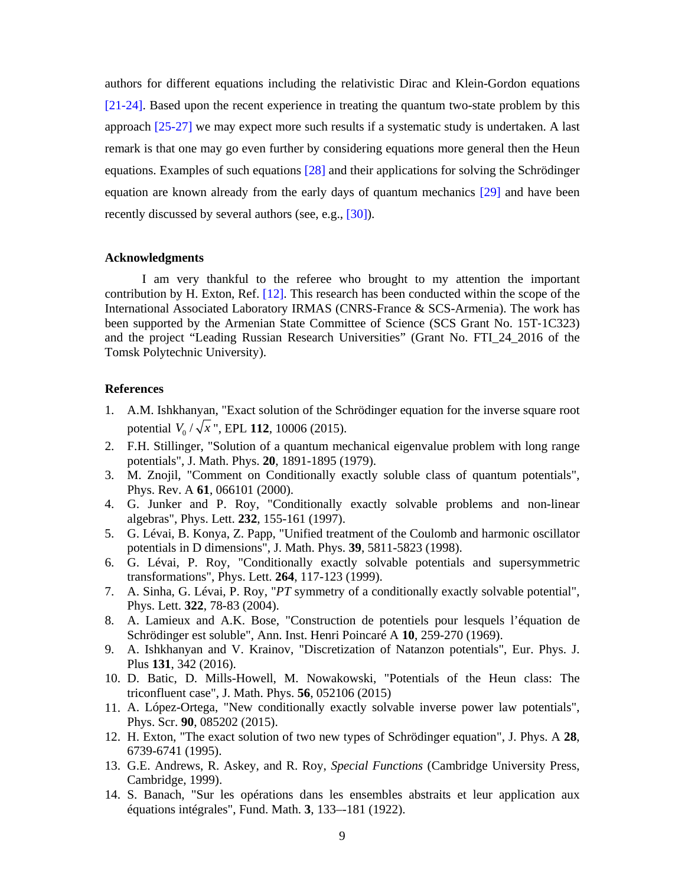authors for different equations including the relativistic Dirac and Klein-Gordon equations [21-24]. Based upon the recent experience in treating the quantum two-state problem by this approach [25-27] we may expect more such results if a systematic study is undertaken. A last remark is that one may go even further by considering equations more general then the Heun equations. Examples of such equations [28] and their applications for solving the Schrödinger equation are known already from the early days of quantum mechanics [29] and have been recently discussed by several authors (see, e.g., [30]).

### Acknowledgments

I am very thankful to the referee who brought to my attention the important contribution by H. Exton, Ref. [12]. This research has been conducted within the scope of the International Associated Laboratory IRMAS (CNRS-France & SCS-Armenia). The work has been supported by the Armenian State Committee of Science (SCS Grant No. 15T-1C323) and the project "Leading Russian Research Universities" (Grant No. FTI_24_2016 of the Tomsk Polytechnic University).

### References

1. A.M. Ishkhanyan, "Exact solution of the Schrödinger equation for the inverse square root potential $V_0/\sqrt{x}$", EPL **112**, 10006 (2015).
2. F.H. Stillinger, "Solution of a quantum mechanical eigenvalue problem with long range potentials", J. Math. Phys. **20**, 1891-1895 (1979).
3. M. Znojil, "Comment on Conditionally exactly soluble class of quantum potentials", Phys. Rev. A **61**, 066101 (2000).
4. G. Junker and P. Roy, "Conditionally exactly solvable problems and non-linear algebras", Phys. Lett. **232**, 155-161 (1997).
5. G. Lévai, B. Konya, Z. Papp, "Unified treatment of the Coulomb and harmonic oscillator potentials in D dimensions", J. Math. Phys. **39**, 5811-5823 (1998).
6. G. Lévai, P. Roy, "Conditionally exactly solvable potentials and supersymmetric transformations", Phys. Lett. **264**, 117-123 (1999).
7. A. Sinha, G. Lévai, P. Roy, "*PT* symmetry of a conditionally exactly solvable potential", Phys. Lett. **322**, 78-83 (2004).
8. A. Lamieux and A.K. Bose, "Construction de potentiels pour lesquels l'équation de Schrödinger est soluble", Ann. Inst. Henri Poincaré A **10**, 259-270 (1969).
9. A. Ishkhanyan and V. Krainov, "Discretization of Natanzon potentials", Eur. Phys. J. Plus **131**, 342 (2016).
10. D. Batic, D. Mills-Howell, M. Nowakowski, "Potentials of the Heun class: The triconfluent case", J. Math. Phys. **56**, 052106 (2015)
11. A. López-Ortega, "New conditionally exactly solvable inverse power law potentials", Phys. Scr. **90**, 085202 (2015).
12. H. Exton, "The exact solution of two new types of Schrödinger equation", J. Phys. A **28**, 6739-6741 (1995).
13. G.E. Andrews, R. Askey, and R. Roy, *Special Functions* (Cambridge University Press, Cambridge, 1999).
14. S. Banach, "Sur les opérations dans les ensembles abstraits et leur application aux équations intégrales", Fund. Math. **3**, 133–-181 (1922).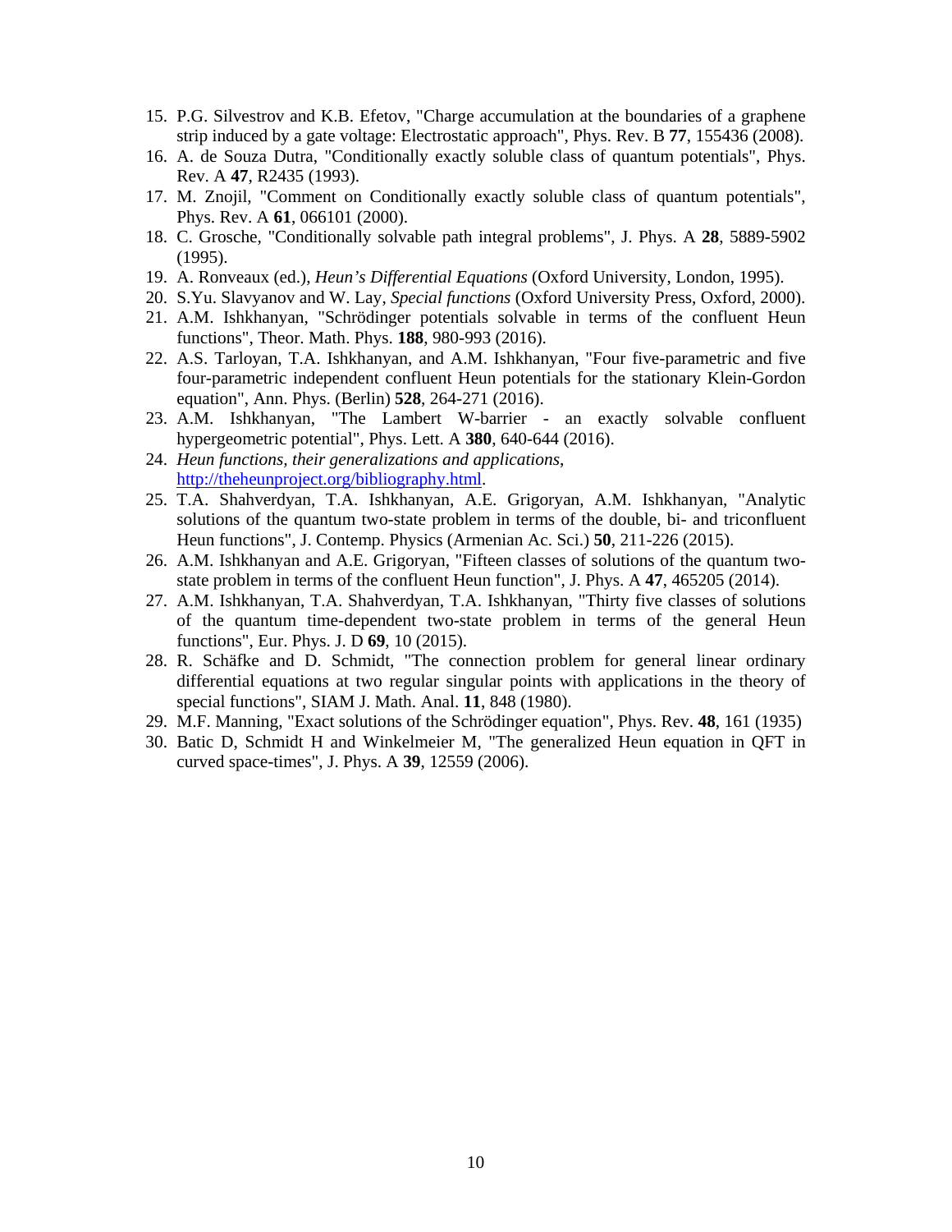15. P.G. Silvestrov and K.B. Efetov, "Charge accumulation at the boundaries of a graphene strip induced by a gate voltage: Electrostatic approach", Phys. Rev. B **77**, 155436 (2008).
16. A. de Souza Dutra, "Conditionally exactly soluble class of quantum potentials", Phys. Rev. A **47**, R2435 (1993).
17. M. Znojil, "Comment on Conditionally exactly soluble class of quantum potentials", Phys. Rev. A **61**, 066101 (2000).
18. C. Grosche, "Conditionally solvable path integral problems", J. Phys. A **28**, 5889-5902 (1995).
19. A. Ronveaux (ed.), *Heun's Differential Equations* (Oxford University, London, 1995).
20. S.Yu. Slavyanov and W. Lay, *Special functions* (Oxford University Press, Oxford, 2000).
21. A.M. Ishkhanyan, "Schrödinger potentials solvable in terms of the confluent Heun functions", Theor. Math. Phys. **188**, 980-993 (2016).
22. A.S. Tarloyan, T.A. Ishkhanyan, and A.M. Ishkhanyan, "Four five-parametric and five four-parametric independent confluent Heun potentials for the stationary Klein-Gordon equation", Ann. Phys. (Berlin) **528**, 264-271 (2016).
23. A.M. Ishkhanyan, "The Lambert W-barrier - an exactly solvable confluent hypergeometric potential", Phys. Lett. A **380**, 640-644 (2016).
24. *Heun functions, their generalizations and applications*, http://theheunproject.org/bibliography.html.
25. T.A. Shahverdyan, T.A. Ishkhanyan, A.E. Grigoryan, A.M. Ishkhanyan, "Analytic solutions of the quantum two-state problem in terms of the double, bi- and triconfluent Heun functions", J. Contemp. Physics (Armenian Ac. Sci.) **50**, 211-226 (2015).
26. A.M. Ishkhanyan and A.E. Grigoryan, "Fifteen classes of solutions of the quantum two-state problem in terms of the confluent Heun function", J. Phys. A **47**, 465205 (2014).
27. A.M. Ishkhanyan, T.A. Shahverdyan, T.A. Ishkhanyan, "Thirty five classes of solutions of the quantum time-dependent two-state problem in terms of the general Heun functions", Eur. Phys. J. D **69**, 10 (2015).
28. R. Schäfke and D. Schmidt, "The connection problem for general linear ordinary differential equations at two regular singular points with applications in the theory of special functions", SIAM J. Math. Anal. **11**, 848 (1980).
29. M.F. Manning, "Exact solutions of the Schrödinger equation", Phys. Rev. **48**, 161 (1935)
30. Batic D, Schmidt H and Winkelmeier M, "The generalized Heun equation in QFT in curved space-times", J. Phys. A **39**, 12559 (2006).